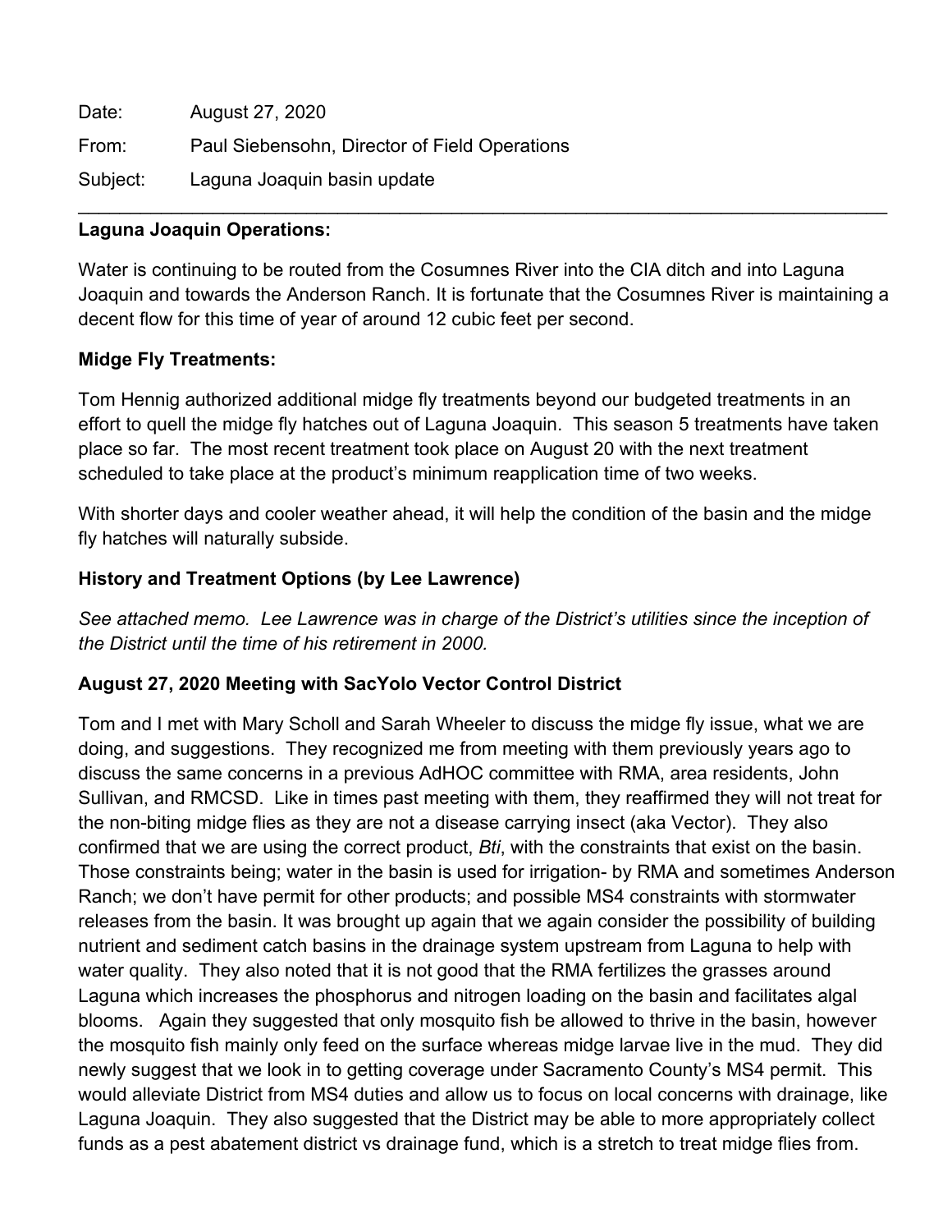Date: August 27, 2020

From: Paul Siebensohn, Director of Field Operations

Subject: Laguna Joaquin basin update

---

**Laguna Joaquin Operations:**

Water is continuing to be routed from the Cosumnes River into the CIA ditch and into Laguna Joaquin and towards the Anderson Ranch. It is fortunate that the Cosumnes River is maintaining a decent flow for this time of year of around 12 cubic feet per second.

**Midge Fly Treatments:**

Tom Hennig authorized additional midge fly treatments beyond our budgeted treatments in an effort to quell the midge fly hatches out of Laguna Joaquin. This season 5 treatments have taken place so far. The most recent treatment took place on August 20 with the next treatment scheduled to take place at the product's minimum reapplication time of two weeks.

With shorter days and cooler weather ahead, it will help the condition of the basin and the midge fly hatches will naturally subside.

**History and Treatment Options (by Lee Lawrence)**

*See attached memo. Lee Lawrence was in charge of the District's utilities since the inception of the District until the time of his retirement in 2000.*

**August 27, 2020 Meeting with SacYolo Vector Control District**

Tom and I met with Mary Scholl and Sarah Wheeler to discuss the midge fly issue, what we are doing, and suggestions. They recognized me from meeting with them previously years ago to discuss the same concerns in a previous AdHOC committee with RMA, area residents, John Sullivan, and RMCSD. Like in times past meeting with them, they reaffirmed they will not treat for the non-biting midge flies as they are not a disease carrying insect (aka Vector). They also confirmed that we are using the correct product, *Bti*, with the constraints that exist on the basin. Those constraints being; water in the basin is used for irrigation- by RMA and sometimes Anderson Ranch; we don't have permit for other products; and possible MS4 constraints with stormwater releases from the basin. It was brought up again that we again consider the possibility of building nutrient and sediment catch basins in the drainage system upstream from Laguna to help with water quality. They also noted that it is not good that the RMA fertilizes the grasses around Laguna which increases the phosphorus and nitrogen loading on the basin and facilitates algal blooms. Again they suggested that only mosquito fish be allowed to thrive in the basin, however the mosquito fish mainly only feed on the surface whereas midge larvae live in the mud. They did newly suggest that we look in to getting coverage under Sacramento County's MS4 permit. This would alleviate District from MS4 duties and allow us to focus on local concerns with drainage, like Laguna Joaquin. They also suggested that the District may be able to more appropriately collect funds as a pest abatement district vs drainage fund, which is a stretch to treat midge flies from.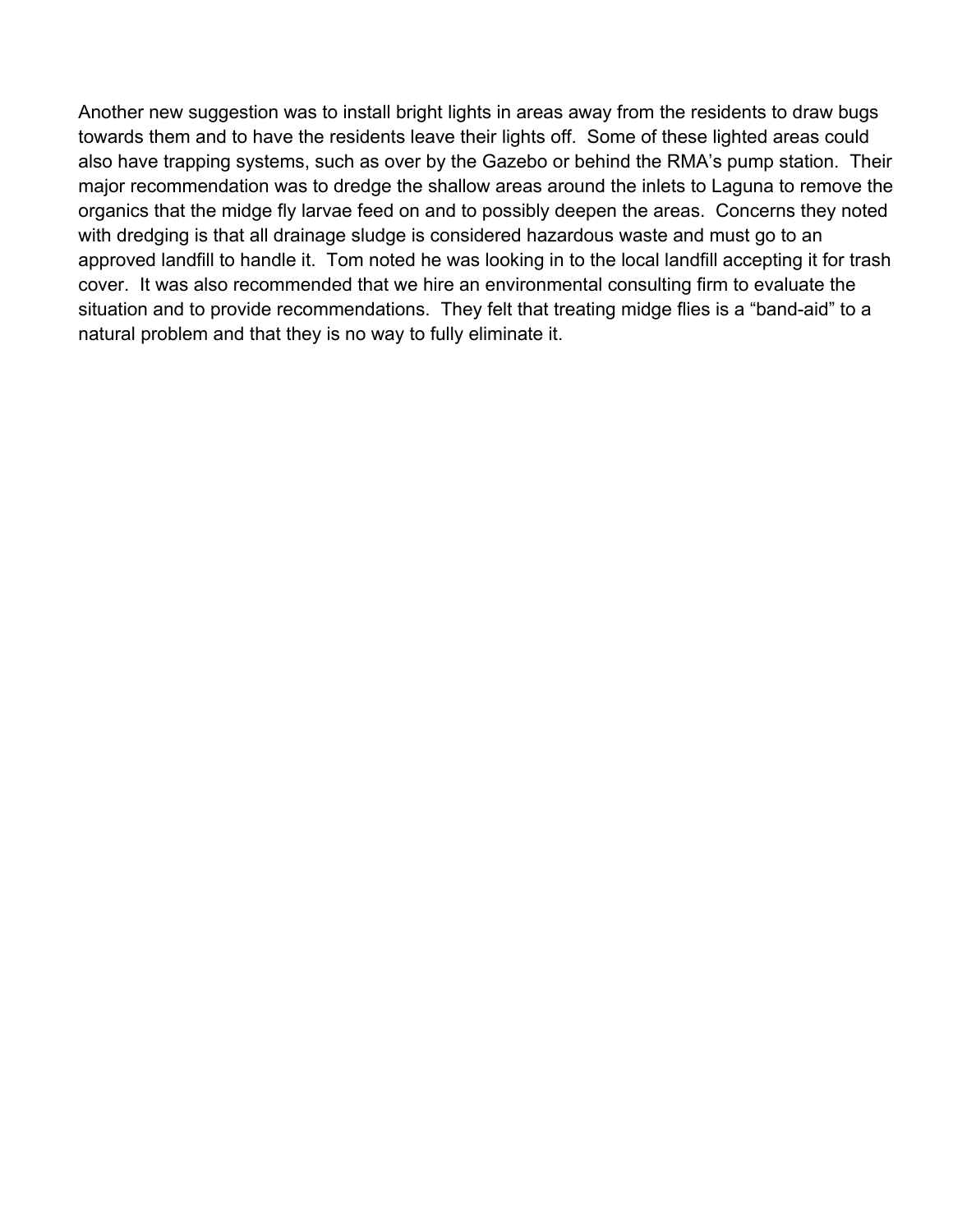Another new suggestion was to install bright lights in areas away from the residents to draw bugs towards them and to have the residents leave their lights off. Some of these lighted areas could also have trapping systems, such as over by the Gazebo or behind the RMA's pump station. Their major recommendation was to dredge the shallow areas around the inlets to Laguna to remove the organics that the midge fly larvae feed on and to possibly deepen the areas. Concerns they noted with dredging is that all drainage sludge is considered hazardous waste and must go to an approved landfill to handle it. Tom noted he was looking in to the local landfill accepting it for trash cover. It was also recommended that we hire an environmental consulting firm to evaluate the situation and to provide recommendations. They felt that treating midge flies is a "band-aid" to a natural problem and that they is no way to fully eliminate it.